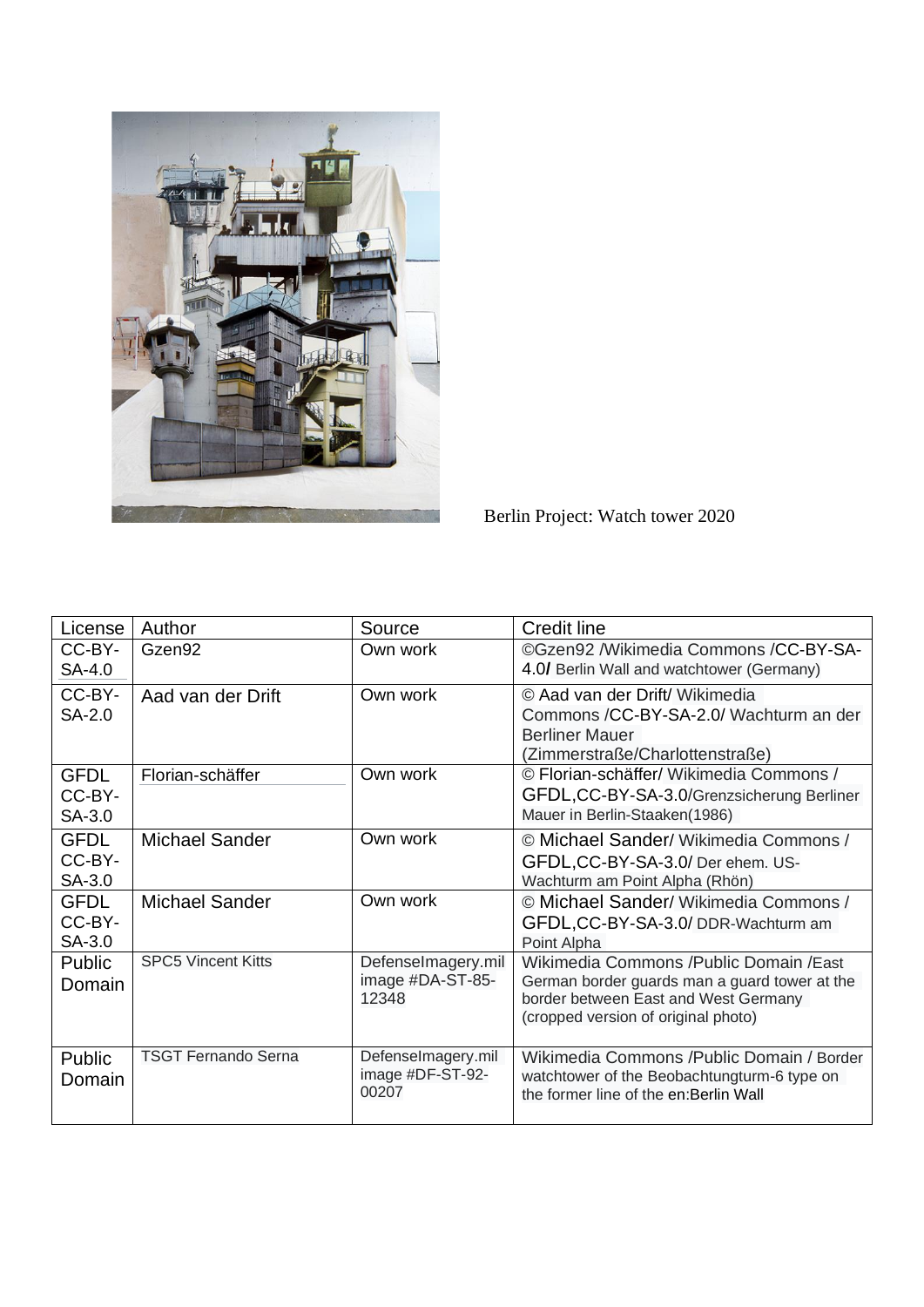Berlin Project: Watch tower 2020

| License | Author | Source | Credit line |
|---|---|---|---|
| CC-BY-SA-4.0 | Gzen92 | Own work | ©Gzen92 /Wikimedia Commons /CC-BY-SA-4.0/ Berlin Wall and watchtower (Germany) |
| CC-BY-SA-2.0 | Aad van der Drift | Own work | © Aad van der Drift/ Wikimedia Commons /CC-BY-SA-2.0/ Wachturm an der Berliner Mauer (Zimmerstraße/Charlottenstraße) |
| GFDL CC-BY-SA-3.0 | Florian-schäffer | Own work | © Florian-schäffer/ Wikimedia Commons / GFDL,CC-BY-SA-3.0/Grenzsicherung Berliner Mauer in Berlin-Staaken(1986) |
| GFDL CC-BY-SA-3.0 | Michael Sander | Own work | © Michael Sander/ Wikimedia Commons / GFDL,CC-BY-SA-3.0/ Der ehem. US-Wachturm am Point Alpha (Rhön) |
| GFDL CC-BY-SA-3.0 | Michael Sander | Own work | © Michael Sander/ Wikimedia Commons / GFDL,CC-BY-SA-3.0/ DDR-Wachturm am Point Alpha |
| Public Domain | SPC5 Vincent Kitts | DefenseImagery.mil image #DA-ST-85-12348 | Wikimedia Commons /Public Domain /East German border guards man a guard tower at the border between East and West Germany (cropped version of original photo) |
| Public Domain | TSGT Fernando Serna | DefenseImagery.mil image #DF-ST-92-00207 | Wikimedia Commons /Public Domain / Border watchtower of the Beobachtungturm-6 type on the former line of the en:Berlin Wall |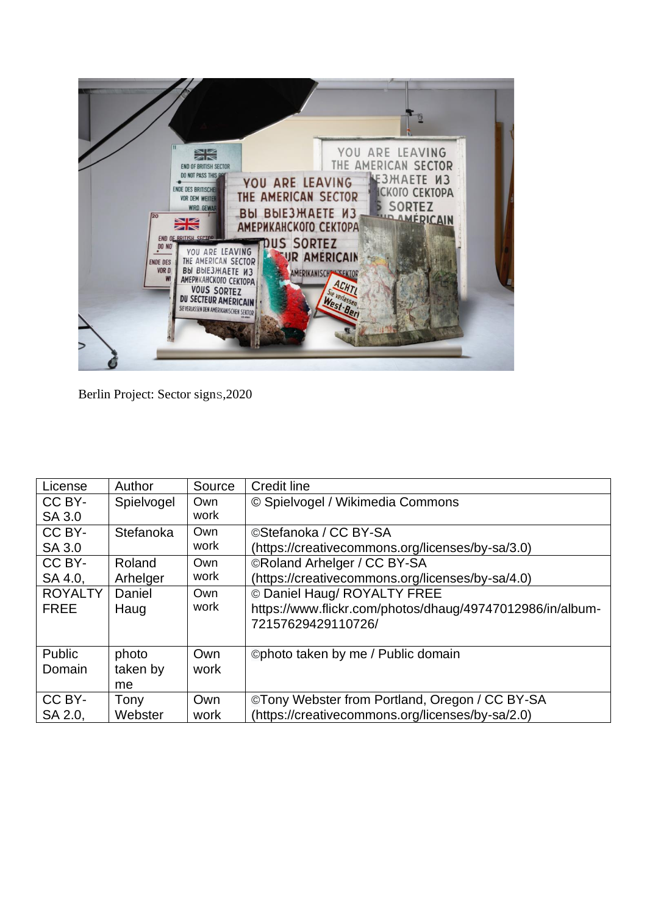Berlin Project: Sector signs,2020

| License | Author | Source | Credit line |
|---|---|---|---|
| CC BY-SA 3.0 | Spielvogel | Own work | © Spielvogel / Wikimedia Commons |
| CC BY-SA 3.0 | Stefanoka | Own work | ©Stefanoka / CC BY-SA (https://creativecommons.org/licenses/by-sa/3.0) |
| CC BY-SA 4.0, | Roland Arhelger | Own work | ©Roland Arhelger / CC BY-SA (https://creativecommons.org/licenses/by-sa/4.0) |
| ROYALTY FREE | Daniel Haug | Own work | © Daniel Haug/ ROYALTY FREE https://www.flickr.com/photos/dhaug/49747012986/in/album-72157629429110726/ |
| Public Domain | photo taken by me | Own work | ©photo taken by me / Public domain |
| CC BY-SA 2.0, | Tony Webster | Own work | ©Tony Webster from Portland, Oregon / CC BY-SA (https://creativecommons.org/licenses/by-sa/2.0) |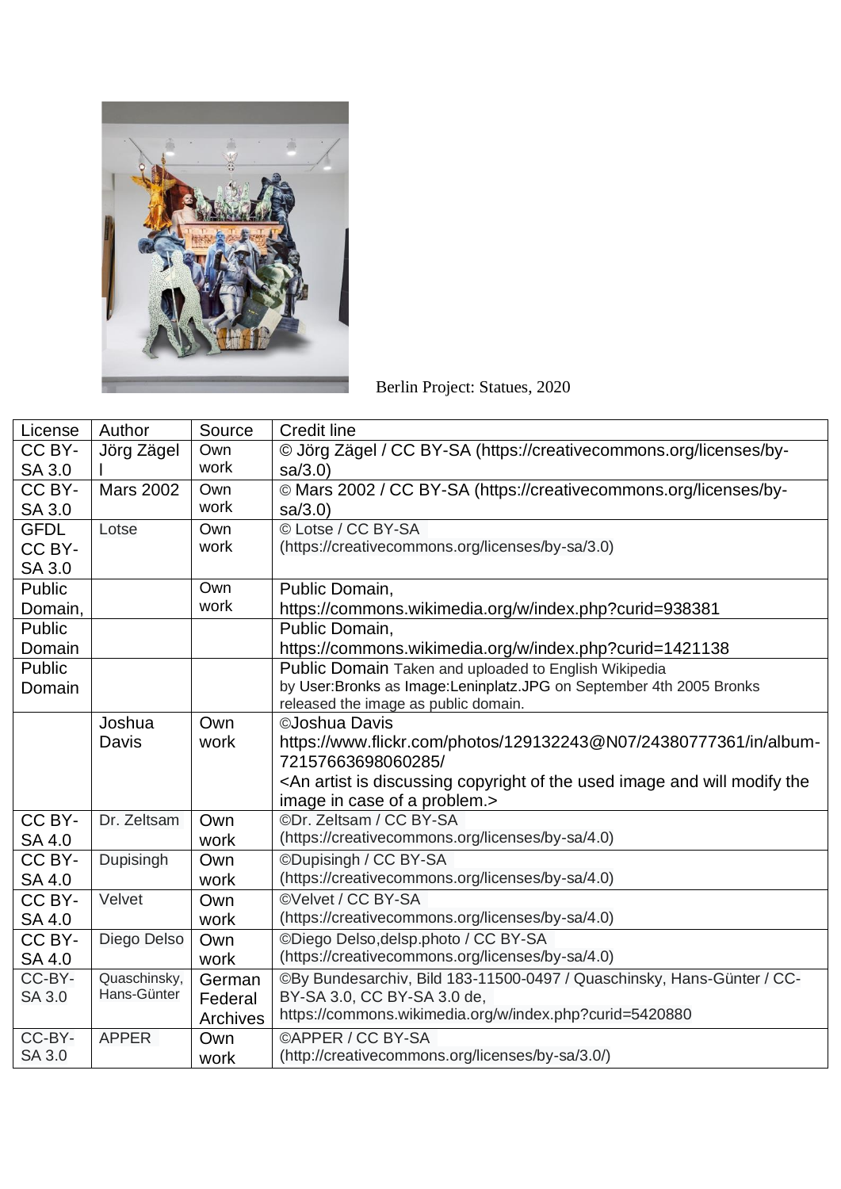Berlin Project: Statues, 2020

| License | Author | Source | Credit line |
|---|---|---|---|
| CC BY-SA 3.0 | Jörg Zägel | Own work | © Jörg Zägel / CC BY-SA (https://creativecommons.org/licenses/by-sa/3.0) |
| CC BY-SA 3.0 | Mars 2002 | Own work | © Mars 2002 / CC BY-SA (https://creativecommons.org/licenses/by-sa/3.0) |
| GFDL CC BY-SA 3.0 | Lotse | Own work | © Lotse / CC BY-SA (https://creativecommons.org/licenses/by-sa/3.0) |
| Public Domain, | | Own work | Public Domain, https://commons.wikimedia.org/w/index.php?curid=938381 |
| Public Domain | | | Public Domain, https://commons.wikimedia.org/w/index.php?curid=1421138 |
| Public Domain | | | Public Domain Taken and uploaded to English Wikipedia by User:Bronks as Image:Leninplatz.JPG on September 4th 2005 Bronks released the image as public domain. |
| | Joshua Davis | Own work | ©Joshua Davis https://www.flickr.com/photos/129132243@N07/24380777361/in/album-72157663698060285/ <An artist is discussing copyright of the used image and will modify the image in case of a problem.> |
| CC BY-SA 4.0 | Dr. Zeltsam | Own work | ©Dr. Zeltsam / CC BY-SA (https://creativecommons.org/licenses/by-sa/4.0) |
| CC BY-SA 4.0 | Dupisingh | Own work | ©Dupisingh / CC BY-SA (https://creativecommons.org/licenses/by-sa/4.0) |
| CC BY-SA 4.0 | Velvet | Own work | ©Velvet / CC BY-SA (https://creativecommons.org/licenses/by-sa/4.0) |
| CC BY-SA 4.0 | Diego Delso | Own work | ©Diego Delso,delsp.photo / CC BY-SA (https://creativecommons.org/licenses/by-sa/4.0) |
| CC-BY-SA 3.0 | Quaschinsky, Hans-Günter | German Federal Archives | ©By Bundesarchiv, Bild 183-11500-0497 / Quaschinsky, Hans-Günter / CC-BY-SA 3.0, CC BY-SA 3.0 de, https://commons.wikimedia.org/w/index.php?curid=5420880 |
| CC-BY-SA 3.0 | APPER | Own work | ©APPER / CC BY-SA (http://creativecommons.org/licenses/by-sa/3.0/) |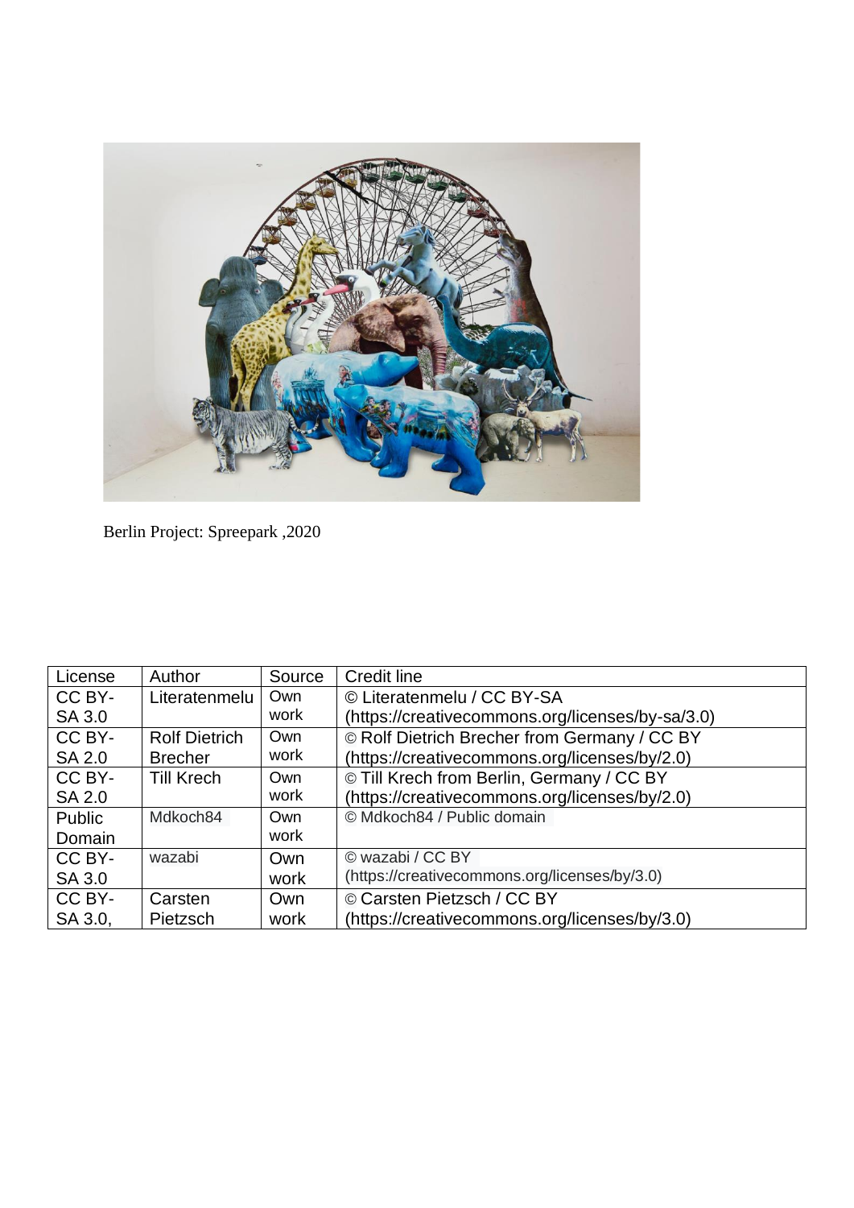Berlin Project: Spreepark ,2020

| License | Author | Source | Credit line |
| --- | --- | --- | --- |
| CC BY-SA 3.0 | Literatenmelu | Own work | © Literatenmelu / CC BY-SA (https://creativecommons.org/licenses/by-sa/3.0) |
| CC BY-SA 2.0 | Rolf Dietrich Brecher | Own work | © Rolf Dietrich Brecher from Germany / CC BY (https://creativecommons.org/licenses/by/2.0) |
| CC BY-SA 2.0 | Till Krech | Own work | © Till Krech from Berlin, Germany / CC BY (https://creativecommons.org/licenses/by/2.0) |
| Public Domain | Mdkoch84 | Own work | © Mdkoch84 / Public domain |
| CC BY-SA 3.0 | wazabi | Own work | © wazabi / CC BY (https://creativecommons.org/licenses/by/3.0) |
| CC BY-SA 3.0, | Carsten Pietzsch | Own work | © Carsten Pietzsch / CC BY (https://creativecommons.org/licenses/by/3.0) |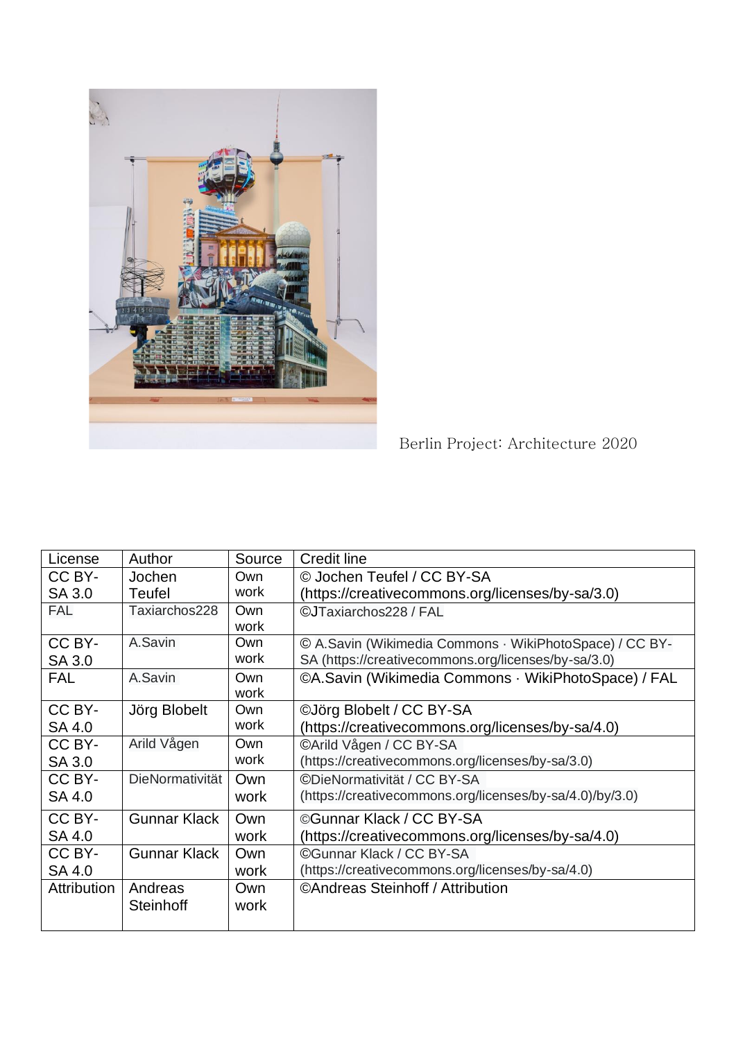Berlin Project: Architecture 2020

| License | Author | Source | Credit line |
| --- | --- | --- | --- |
| CC BY-SA 3.0 | Jochen Teufel | Own work | © Jochen Teufel / CC BY-SA (https://creativecommons.org/licenses/by-sa/3.0) |
| FAL | Taxiarchos228 | Own work | ©JTaxiarchos228 / FAL |
| CC BY-SA 3.0 | A.Savin | Own work | © A.Savin (Wikimedia Commons · WikiPhotoSpace) / CC BY-SA (https://creativecommons.org/licenses/by-sa/3.0) |
| FAL | A.Savin | Own work | ©A.Savin (Wikimedia Commons · WikiPhotoSpace) / FAL |
| CC BY-SA 4.0 | Jörg Blobelt | Own work | ©Jörg Blobelt / CC BY-SA (https://creativecommons.org/licenses/by-sa/4.0) |
| CC BY-SA 3.0 | Arild Vågen | Own work | ©Arild Vågen / CC BY-SA (https://creativecommons.org/licenses/by-sa/3.0) |
| CC BY-SA 4.0 | DieNormativität | Own work | ©DieNormativität / CC BY-SA (https://creativecommons.org/licenses/by-sa/4.0)/by/3.0) |
| CC BY-SA 4.0 | Gunnar Klack | Own work | ©Gunnar Klack / CC BY-SA (https://creativecommons.org/licenses/by-sa/4.0) |
| CC BY-SA 4.0 | Gunnar Klack | Own work | ©Gunnar Klack / CC BY-SA (https://creativecommons.org/licenses/by-sa/4.0) |
| Attribution | Andreas Steinhoff | Own work | ©Andreas Steinhoff / Attribution |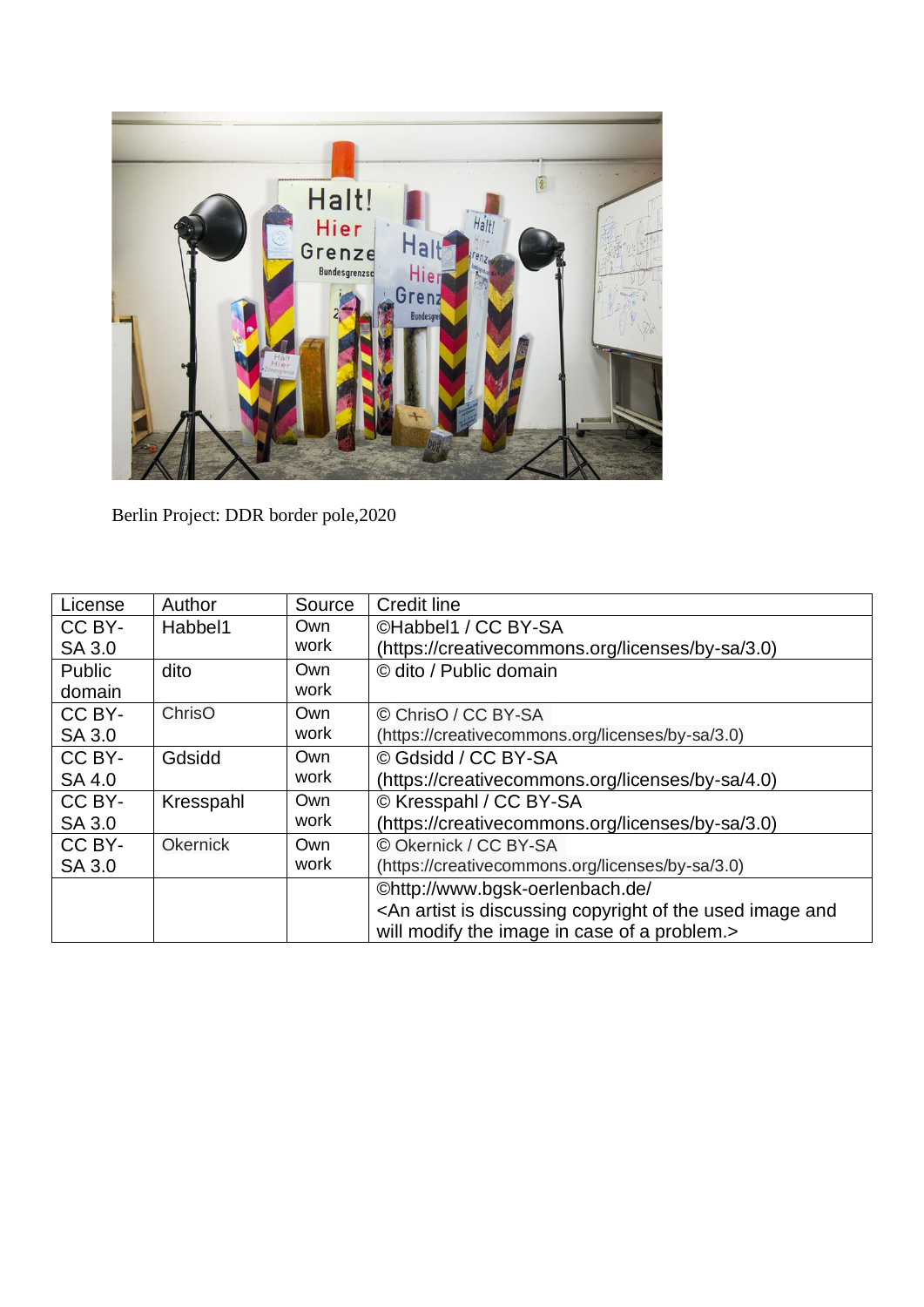Berlin Project: DDR border pole,2020

| License | Author | Source | Credit line |
|---|---|---|---|
| CC BY-SA 3.0 | Habbel1 | Own work | ©Habbel1 / CC BY-SA (https://creativecommons.org/licenses/by-sa/3.0) |
| Public domain | dito | Own work | © dito / Public domain |
| CC BY-SA 3.0 | ChrisO | Own work | © ChrisO / CC BY-SA (https://creativecommons.org/licenses/by-sa/3.0) |
| CC BY-SA 4.0 | Gdsidd | Own work | © Gdsidd / CC BY-SA (https://creativecommons.org/licenses/by-sa/4.0) |
| CC BY-SA 3.0 | Kresspahl | Own work | © Kresspahl / CC BY-SA (https://creativecommons.org/licenses/by-sa/3.0) |
| CC BY-SA 3.0 | Okernick | Own work | © Okernick / CC BY-SA (https://creativecommons.org/licenses/by-sa/3.0) |
| | | | ©http://www.bgsk-oerlenbach.de/ <An artist is discussing copyright of the used image and will modify the image in case of a problem.> |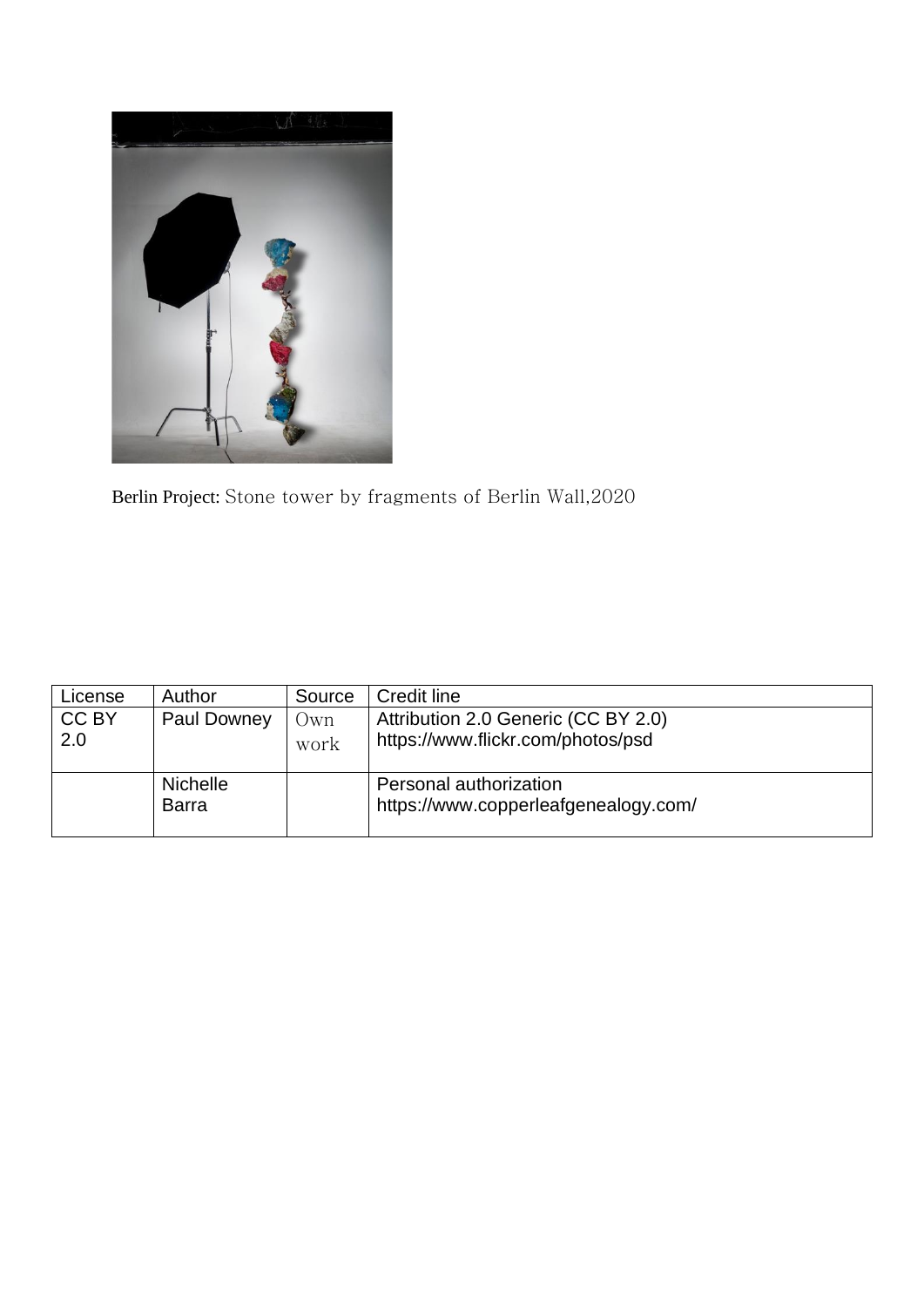Berlin Project: Stone tower by fragments of Berlin Wall,2020

| License | Author | Source | Credit line |
|---|---|---|---|
| CC BY 2.0 | Paul Downey | Own work | Attribution 2.0 Generic (CC BY 2.0) https://www.flickr.com/photos/psd |
| | Nichelle Barra | | Personal authorization https://www.copperleafgenealogy.com/ |